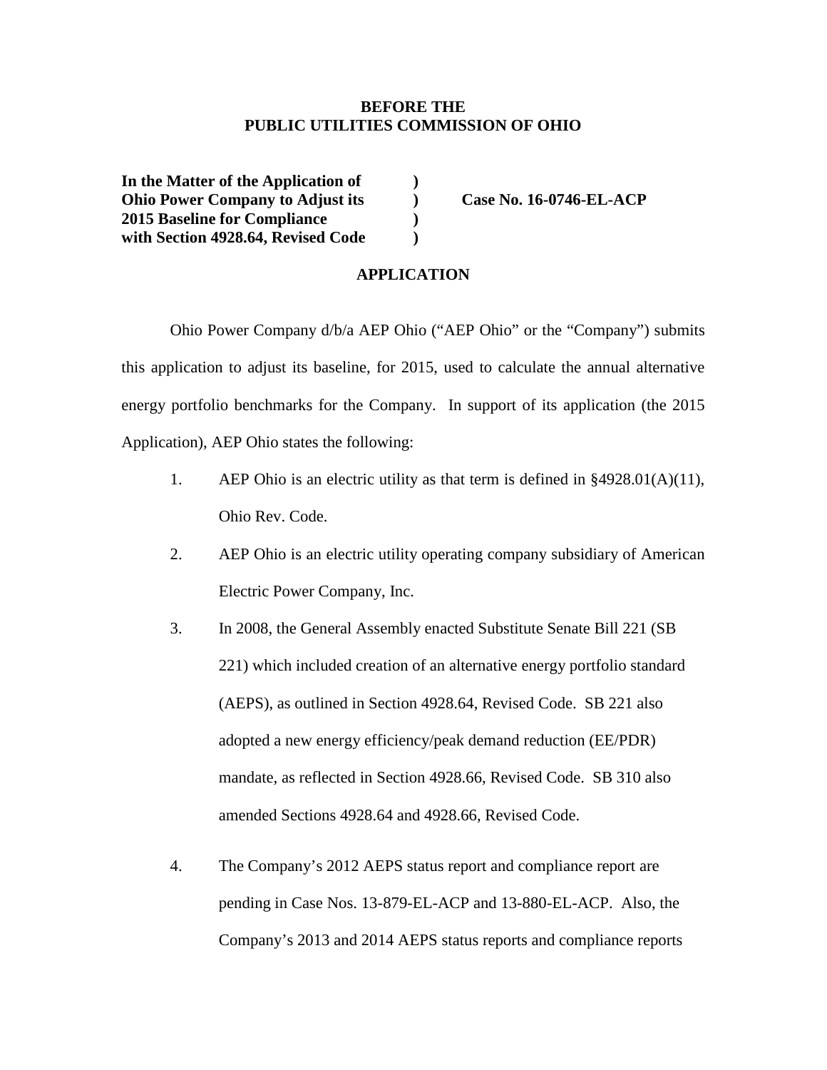**BEFORE THE**
**PUBLIC UTILITIES COMMISSION OF OHIO**

| | | |
|---|---|---|
| **In the Matter of the Application of** | **)** | |
| **Ohio Power Company to Adjust its** | **)** | **Case No. 16-0746-EL-ACP** |
| **2015 Baseline for Compliance** | **)** | |
| **with Section 4928.64, Revised Code** | **)** | |

**APPLICATION**

Ohio Power Company d/b/a AEP Ohio ("AEP Ohio" or the "Company") submits this application to adjust its baseline, for 2015, used to calculate the annual alternative energy portfolio benchmarks for the Company. In support of its application (the 2015 Application), AEP Ohio states the following:

1. AEP Ohio is an electric utility as that term is defined in §4928.01(A)(11), Ohio Rev. Code.

2. AEP Ohio is an electric utility operating company subsidiary of American Electric Power Company, Inc.

3. In 2008, the General Assembly enacted Substitute Senate Bill 221 (SB 221) which included creation of an alternative energy portfolio standard (AEPS), as outlined in Section 4928.64, Revised Code. SB 221 also adopted a new energy efficiency/peak demand reduction (EE/PDR) mandate, as reflected in Section 4928.66, Revised Code. SB 310 also amended Sections 4928.64 and 4928.66, Revised Code.

4. The Company's 2012 AEPS status report and compliance report are pending in Case Nos. 13-879-EL-ACP and 13-880-EL-ACP. Also, the Company's 2013 and 2014 AEPS status reports and compliance reports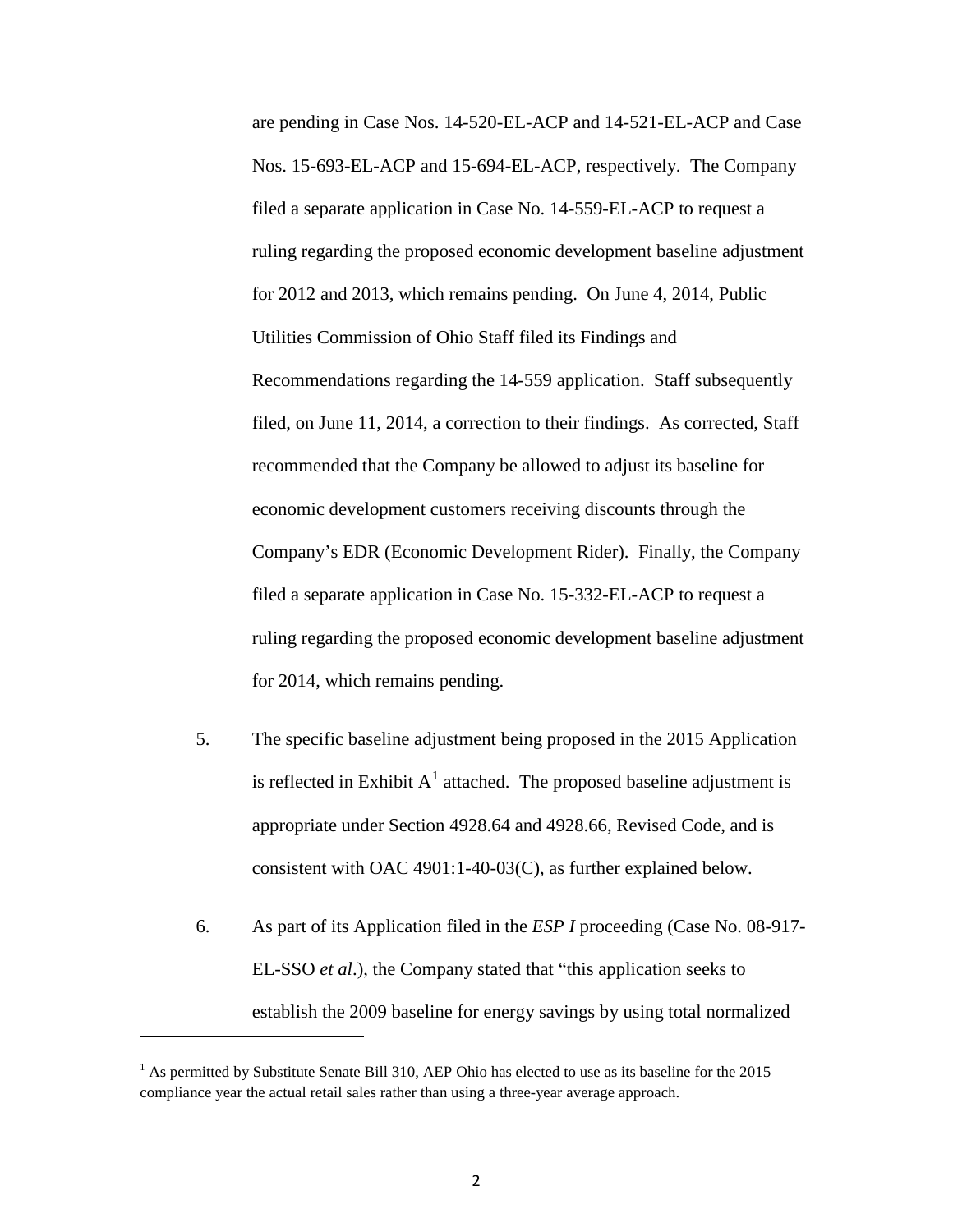are pending in Case Nos. 14-520-EL-ACP and 14-521-EL-ACP and Case Nos. 15-693-EL-ACP and 15-694-EL-ACP, respectively. The Company filed a separate application in Case No. 14-559-EL-ACP to request a ruling regarding the proposed economic development baseline adjustment for 2012 and 2013, which remains pending. On June 4, 2014, Public Utilities Commission of Ohio Staff filed its Findings and Recommendations regarding the 14-559 application. Staff subsequently filed, on June 11, 2014, a correction to their findings. As corrected, Staff recommended that the Company be allowed to adjust its baseline for economic development customers receiving discounts through the Company's EDR (Economic Development Rider). Finally, the Company filed a separate application in Case No. 15-332-EL-ACP to request a ruling regarding the proposed economic development baseline adjustment for 2014, which remains pending.

5. The specific baseline adjustment being proposed in the 2015 Application is reflected in Exhibit A[1] attached. The proposed baseline adjustment is appropriate under Section 4928.64 and 4928.66, Revised Code, and is consistent with OAC 4901:1-40-03(C), as further explained below.

6. As part of its Application filed in the *ESP I* proceeding (Case No. 08-917-EL-SSO *et al*.), the Company stated that "this application seeks to establish the 2009 baseline for energy savings by using total normalized

[1] As permitted by Substitute Senate Bill 310, AEP Ohio has elected to use as its baseline for the 2015 compliance year the actual retail sales rather than using a three-year average approach.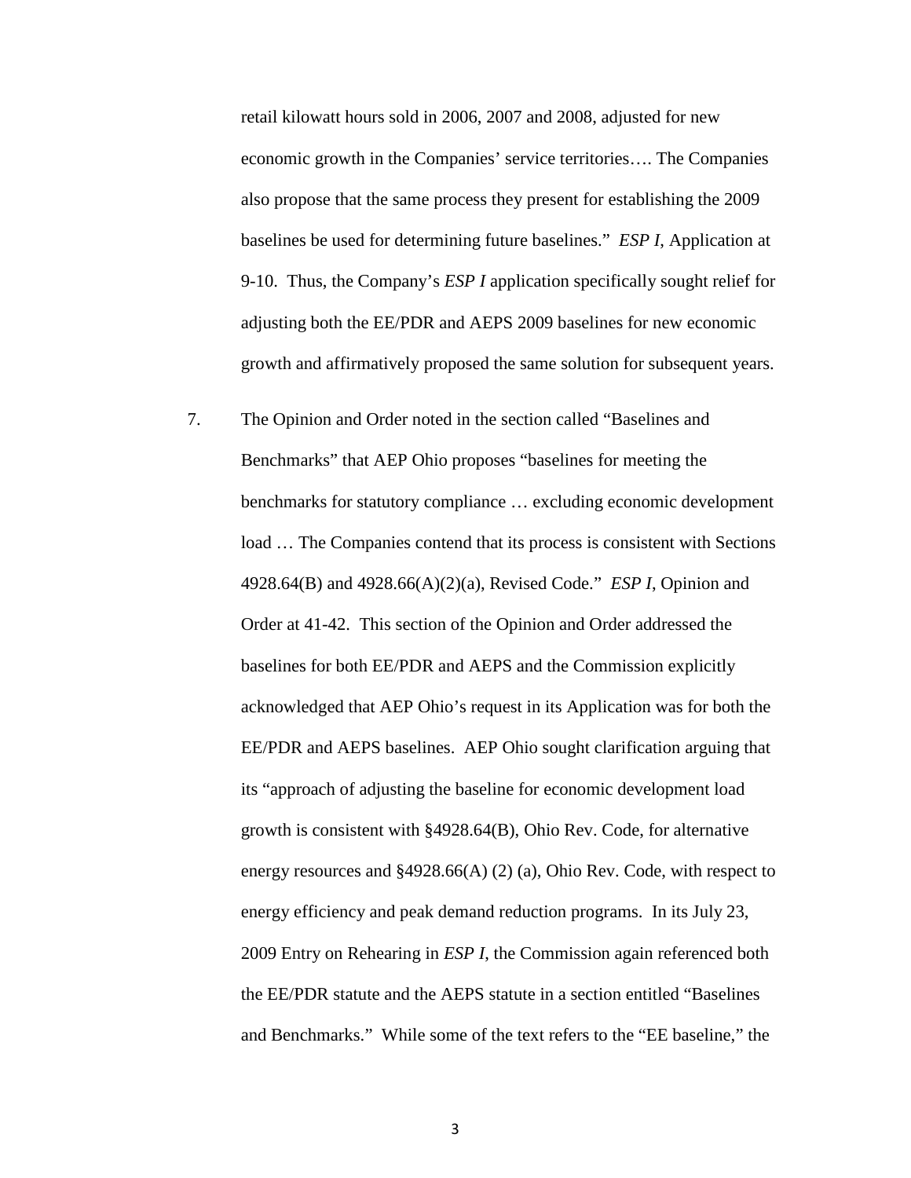retail kilowatt hours sold in 2006, 2007 and 2008, adjusted for new economic growth in the Companies' service territories…. The Companies also propose that the same process they present for establishing the 2009 baselines be used for determining future baselines." *ESP I*, Application at 9-10. Thus, the Company's *ESP I* application specifically sought relief for adjusting both the EE/PDR and AEPS 2009 baselines for new economic growth and affirmatively proposed the same solution for subsequent years.

7. The Opinion and Order noted in the section called "Baselines and Benchmarks" that AEP Ohio proposes "baselines for meeting the benchmarks for statutory compliance … excluding economic development load … The Companies contend that its process is consistent with Sections 4928.64(B) and 4928.66(A)(2)(a), Revised Code." *ESP I*, Opinion and Order at 41-42. This section of the Opinion and Order addressed the baselines for both EE/PDR and AEPS and the Commission explicitly acknowledged that AEP Ohio's request in its Application was for both the EE/PDR and AEPS baselines. AEP Ohio sought clarification arguing that its "approach of adjusting the baseline for economic development load growth is consistent with §4928.64(B), Ohio Rev. Code, for alternative energy resources and §4928.66(A) (2) (a), Ohio Rev. Code, with respect to energy efficiency and peak demand reduction programs. In its July 23, 2009 Entry on Rehearing in *ESP I*, the Commission again referenced both the EE/PDR statute and the AEPS statute in a section entitled "Baselines and Benchmarks." While some of the text refers to the "EE baseline," the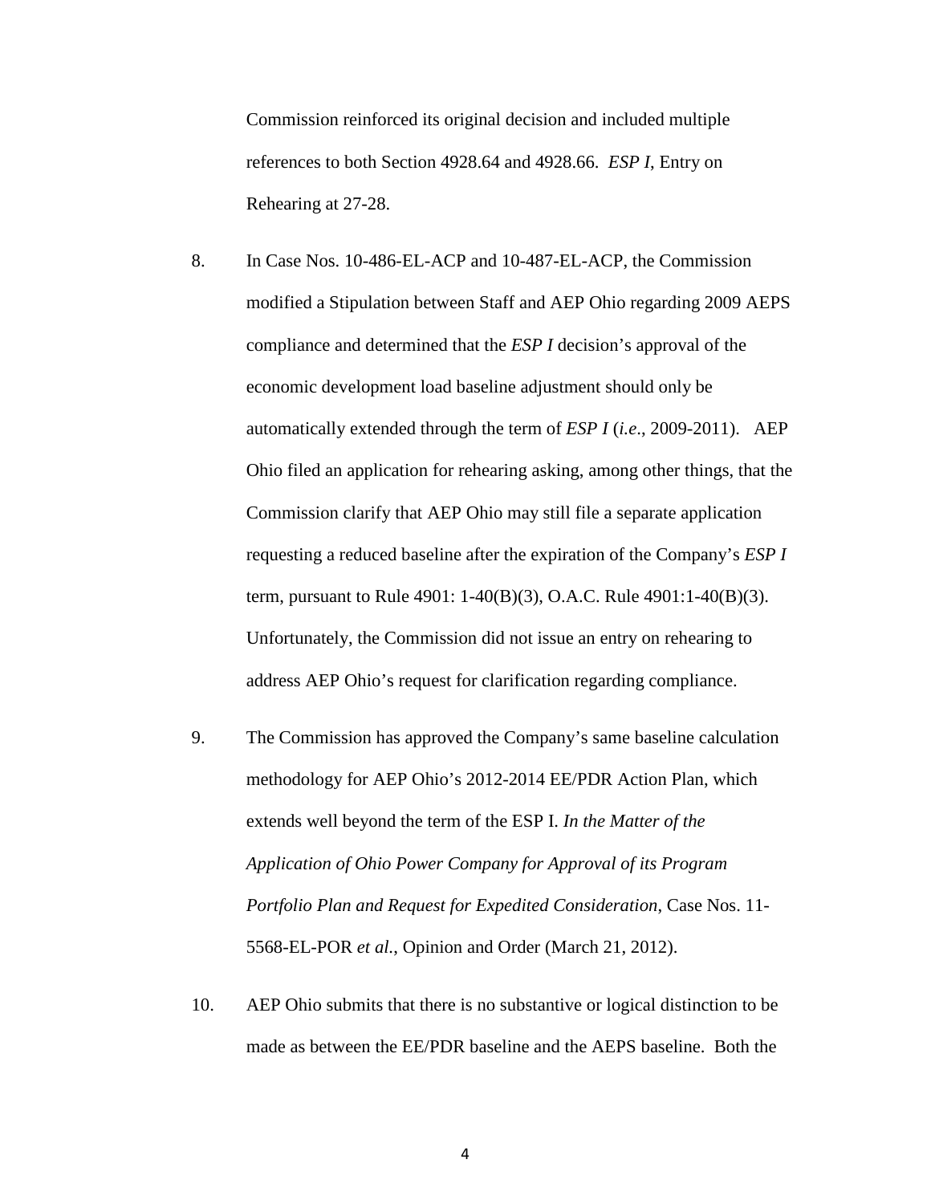Commission reinforced its original decision and included multiple references to both Section 4928.64 and 4928.66. *ESP I*, Entry on Rehearing at 27-28.

8. In Case Nos. 10-486-EL-ACP and 10-487-EL-ACP, the Commission modified a Stipulation between Staff and AEP Ohio regarding 2009 AEPS compliance and determined that the *ESP I* decision's approval of the economic development load baseline adjustment should only be automatically extended through the term of *ESP I* (*i.e*., 2009-2011). AEP Ohio filed an application for rehearing asking, among other things, that the Commission clarify that AEP Ohio may still file a separate application requesting a reduced baseline after the expiration of the Company's *ESP I* term, pursuant to Rule 4901: 1-40(B)(3), O.A.C. Rule 4901:1-40(B)(3). Unfortunately, the Commission did not issue an entry on rehearing to address AEP Ohio's request for clarification regarding compliance.

9. The Commission has approved the Company's same baseline calculation methodology for AEP Ohio's 2012-2014 EE/PDR Action Plan, which extends well beyond the term of the ESP I. *In the Matter of the Application of Ohio Power Company for Approval of its Program Portfolio Plan and Request for Expedited Consideration*, Case Nos. 11-5568-EL-POR *et al.*, Opinion and Order (March 21, 2012).

10. AEP Ohio submits that there is no substantive or logical distinction to be made as between the EE/PDR baseline and the AEPS baseline. Both the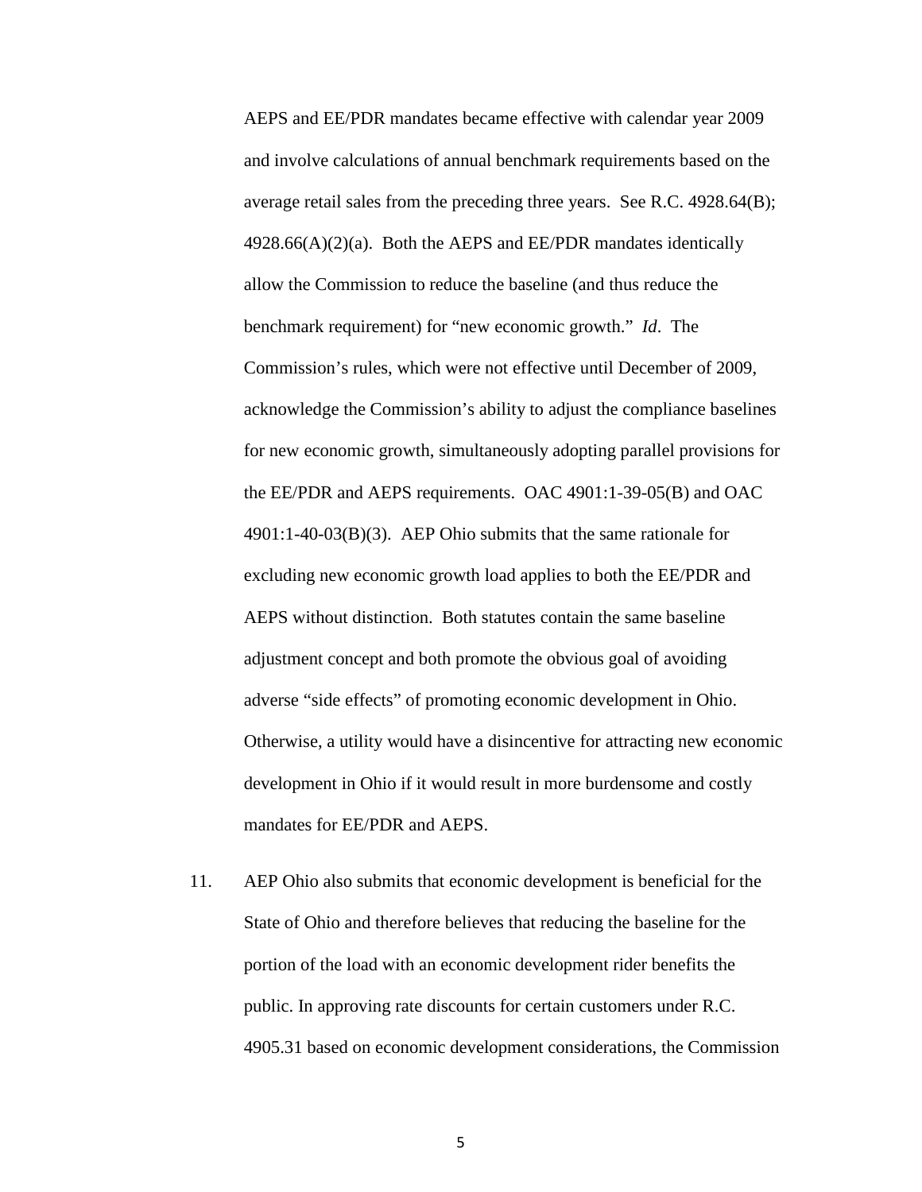AEPS and EE/PDR mandates became effective with calendar year 2009 and involve calculations of annual benchmark requirements based on the average retail sales from the preceding three years. See R.C. 4928.64(B); 4928.66(A)(2)(a). Both the AEPS and EE/PDR mandates identically allow the Commission to reduce the baseline (and thus reduce the benchmark requirement) for “new economic growth.” *Id*. The Commission’s rules, which were not effective until December of 2009, acknowledge the Commission’s ability to adjust the compliance baselines for new economic growth, simultaneously adopting parallel provisions for the EE/PDR and AEPS requirements. OAC 4901:1-39-05(B) and OAC 4901:1-40-03(B)(3). AEP Ohio submits that the same rationale for excluding new economic growth load applies to both the EE/PDR and AEPS without distinction. Both statutes contain the same baseline adjustment concept and both promote the obvious goal of avoiding adverse “side effects” of promoting economic development in Ohio. Otherwise, a utility would have a disincentive for attracting new economic development in Ohio if it would result in more burdensome and costly mandates for EE/PDR and AEPS.

11. AEP Ohio also submits that economic development is beneficial for the State of Ohio and therefore believes that reducing the baseline for the portion of the load with an economic development rider benefits the public. In approving rate discounts for certain customers under R.C. 4905.31 based on economic development considerations, the Commission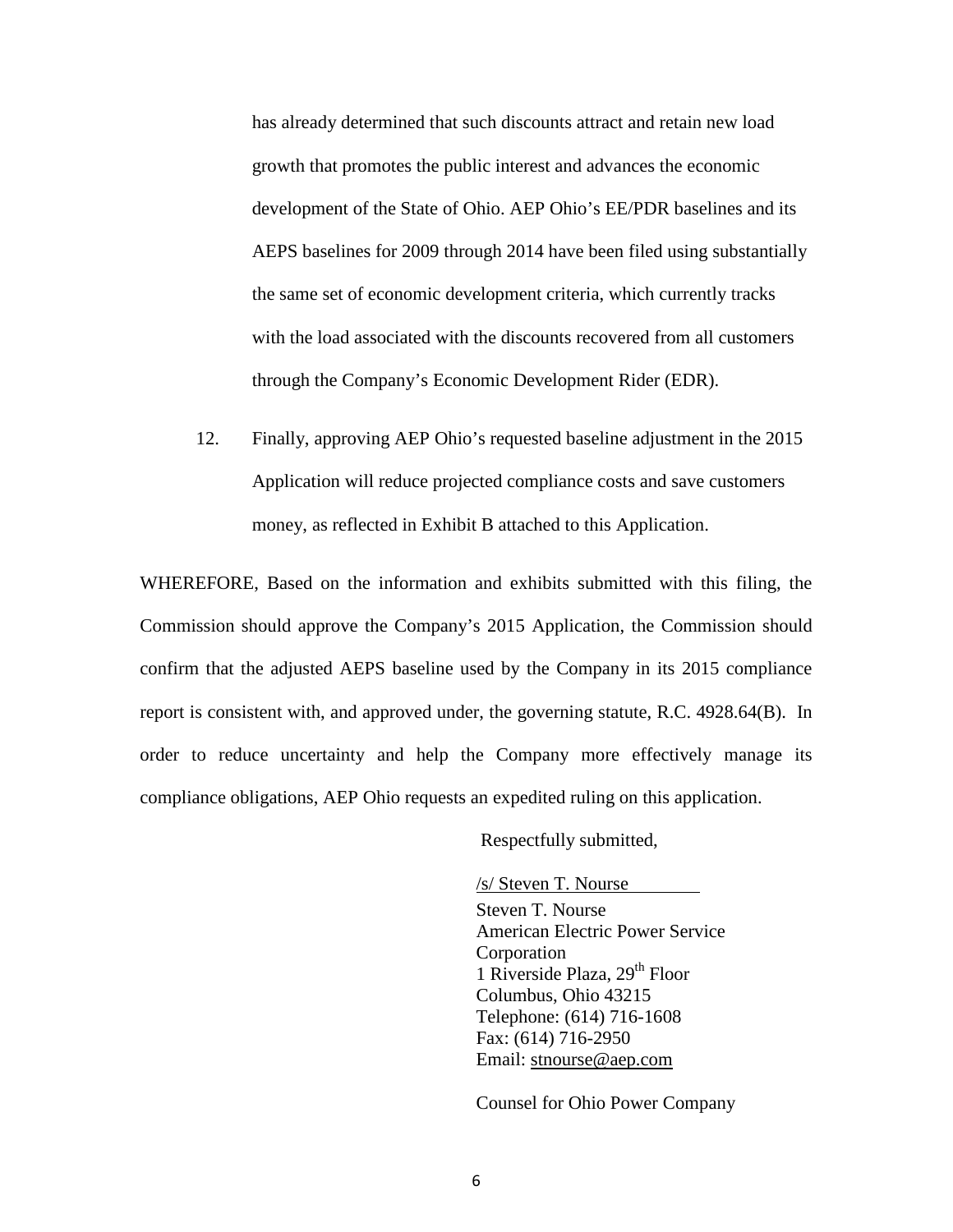has already determined that such discounts attract and retain new load growth that promotes the public interest and advances the economic development of the State of Ohio. AEP Ohio's EE/PDR baselines and its AEPS baselines for 2009 through 2014 have been filed using substantially the same set of economic development criteria, which currently tracks with the load associated with the discounts recovered from all customers through the Company's Economic Development Rider (EDR).

12. Finally, approving AEP Ohio's requested baseline adjustment in the 2015 Application will reduce projected compliance costs and save customers money, as reflected in Exhibit B attached to this Application.

WHEREFORE, Based on the information and exhibits submitted with this filing, the Commission should approve the Company's 2015 Application, the Commission should confirm that the adjusted AEPS baseline used by the Company in its 2015 compliance report is consistent with, and approved under, the governing statute, R.C. 4928.64(B). In order to reduce uncertainty and help the Company more effectively manage its compliance obligations, AEP Ohio requests an expedited ruling on this application.

Respectfully submitted,

/s/ Steven T. Nourse

Steven T. Nourse
American Electric Power Service Corporation
1 Riverside Plaza, 29th Floor
Columbus, Ohio 43215
Telephone: (614) 716-1608
Fax: (614) 716-2950
Email: stnourse@aep.com

Counsel for Ohio Power Company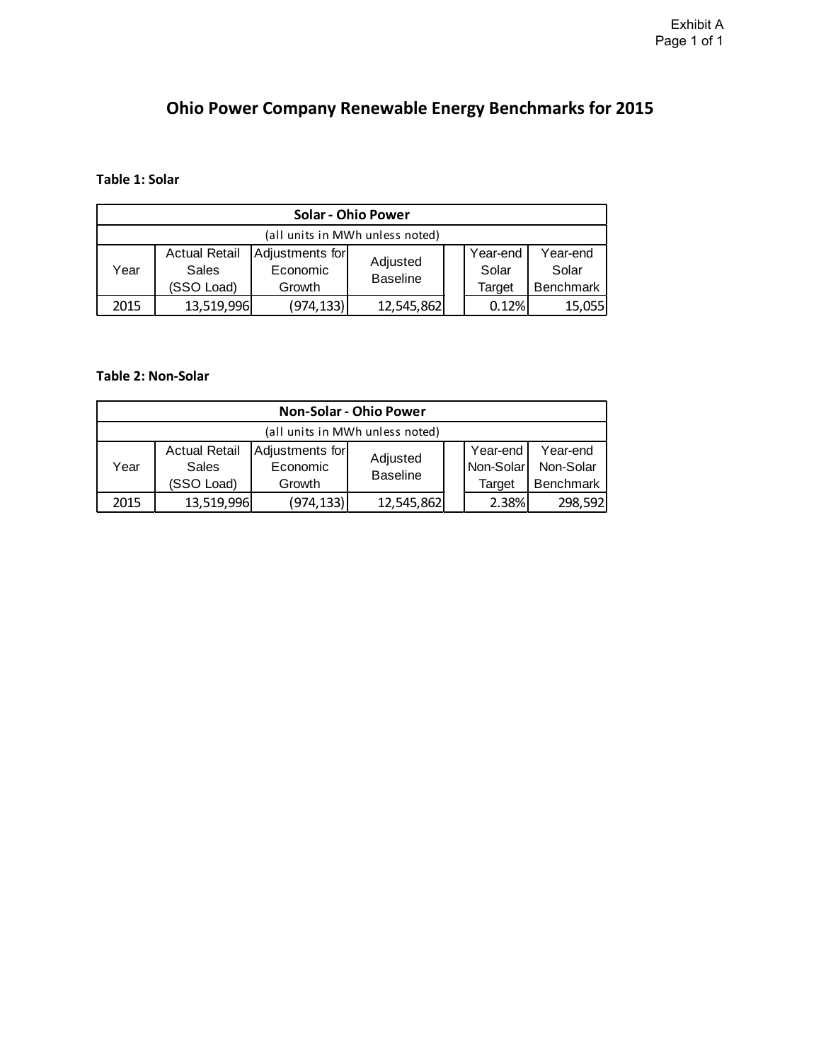Exhibit A

# Ohio Power Company Renewable Energy Benchmarks for 2015

**Table 1: Solar**

| Solar - Ohio Power | | | | | | |
|---|---|---|---|---|---|---|
| (all units in MWh unless noted) | | | | | | |
| Year | Actual Retail Sales (SSO Load) | Adjustments for Economic Growth | Adjusted Baseline | | Year-end Solar Target | Year-end Solar Benchmark |
| 2015 | 13,519,996 | (974,133) | 12,545,862 | | 0.12% | 15,055 |

**Table 2: Non-Solar**

| Non-Solar - Ohio Power | | | | | | |
|---|---|---|---|---|---|---|
| (all units in MWh unless noted) | | | | | | |
| Year | Actual Retail Sales (SSO Load) | Adjustments for Economic Growth | Adjusted Baseline | | Year-end Non-Solar Target | Year-end Non-Solar Benchmark |
| 2015 | 13,519,996 | (974,133) | 12,545,862 | | 2.38% | 298,592 |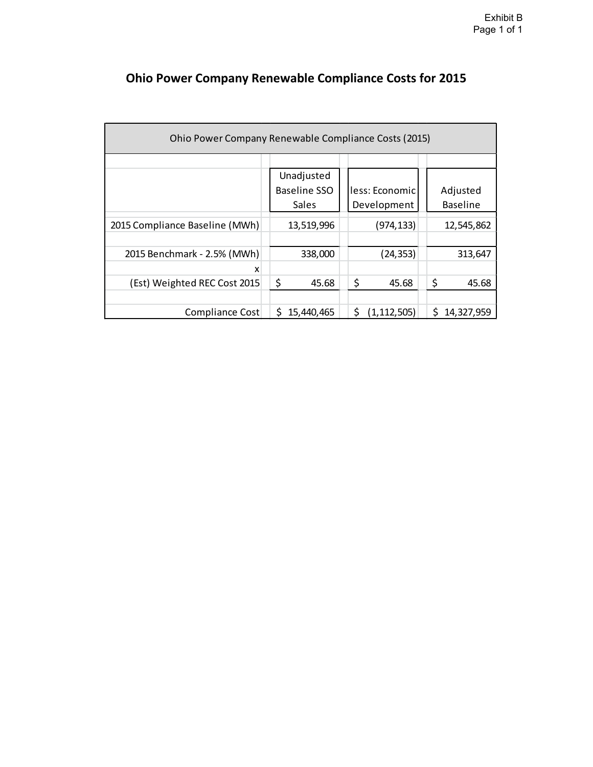Exhibit B
Page 1 of 1

# Ohio Power Company Renewable Compliance Costs for 2015

| Ohio Power Company Renewable Compliance Costs (2015) | | | |
|---|---|---|---|
| | Unadjusted Baseline SSO Sales | less: Economic Development | Adjusted Baseline |
| 2015 Compliance Baseline (MWh) | 13,519,996 | (974,133) | 12,545,862 |
| 2015 Benchmark - 2.5% (MWh) | 338,000 | (24,353) | 313,647 |
| x | | | |
| (Est) Weighted REC Cost 2015 | $ 45.68 | $ 45.68 | $ 45.68 |
| Compliance Cost | $ 15,440,465 | $ (1,112,505) | $ 14,327,959 |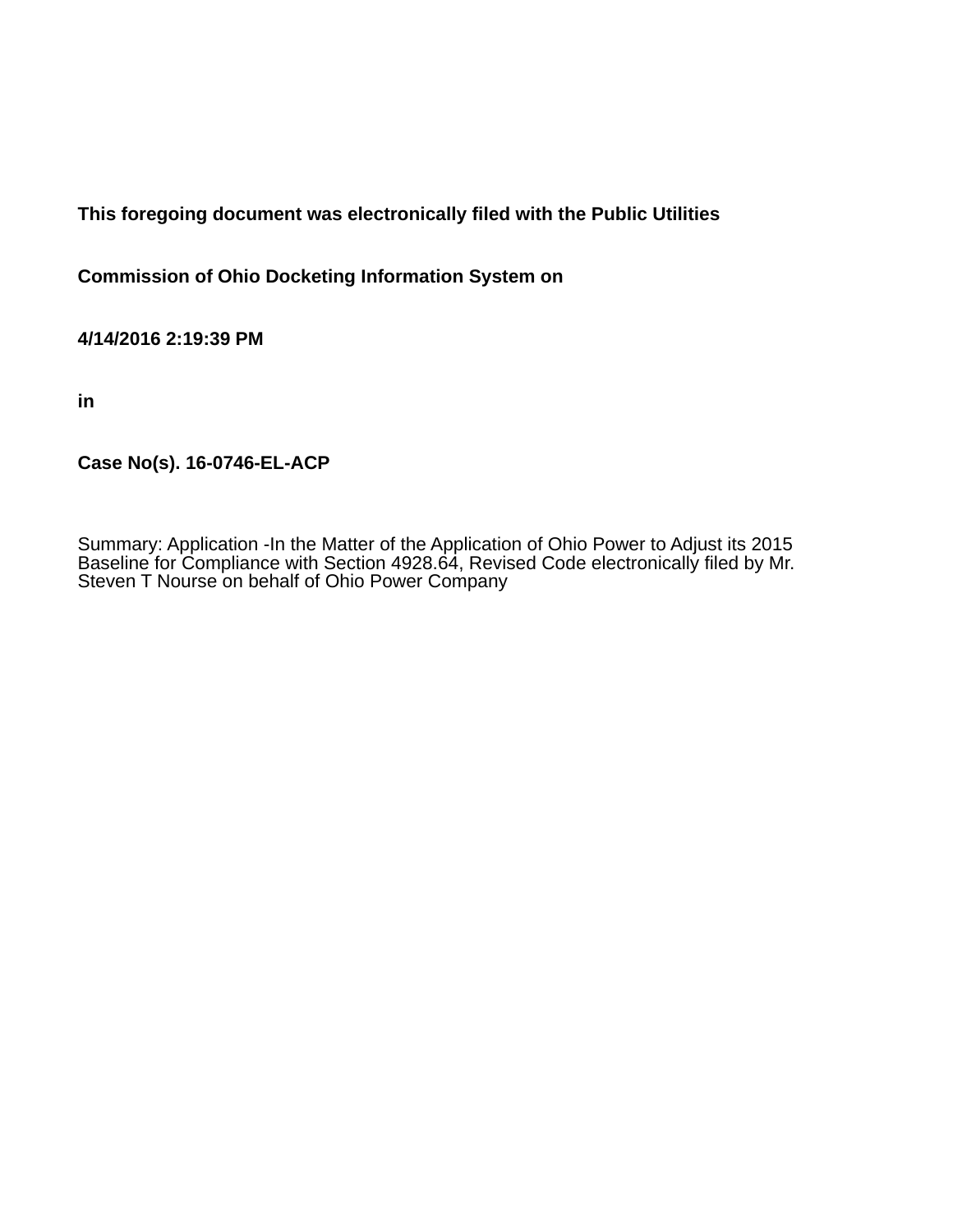**This foregoing document was electronically filed with the Public Utilities**

**Commission of Ohio Docketing Information System on**

**4/14/2016 2:19:39 PM**

**in**

**Case No(s). 16-0746-EL-ACP**

Summary: Application -In the Matter of the Application of Ohio Power to Adjust its 2015 Baseline for Compliance with Section 4928.64, Revised Code electronically filed by Mr. Steven T Nourse on behalf of Ohio Power Company